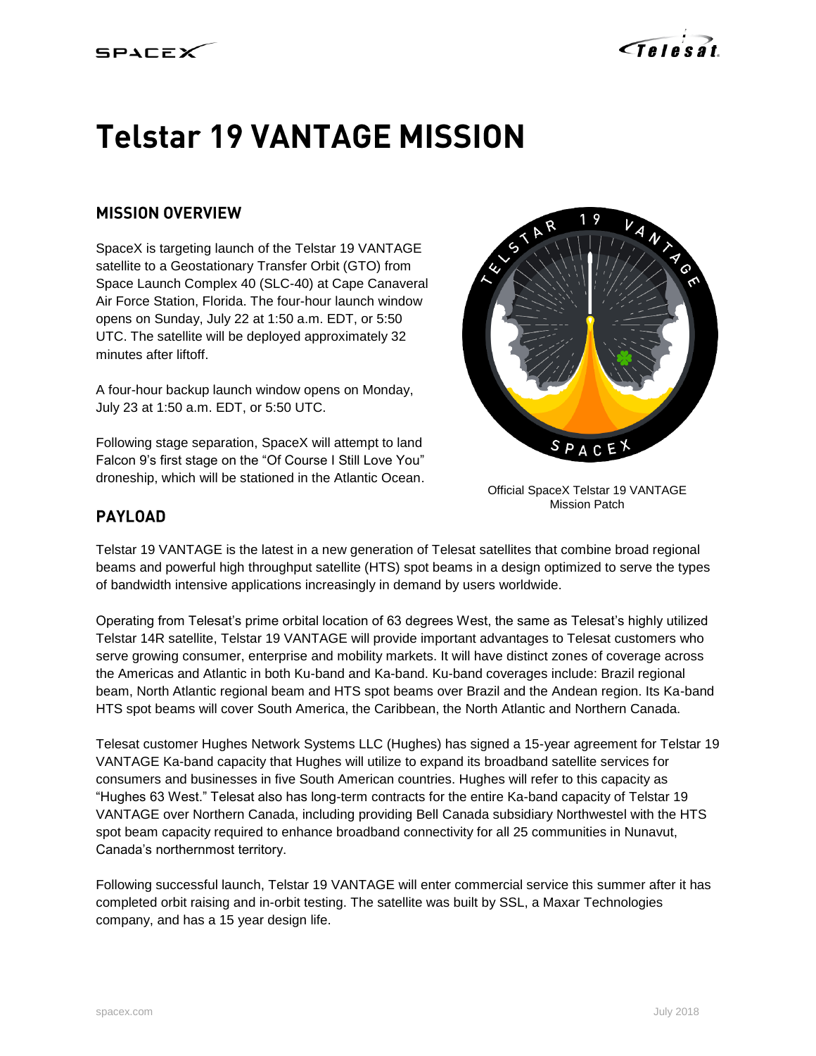# Telstar 19 VANTAGE MISSION

## MISSION OVERVIEW

SpaceX is targeting launch of the Telstar 19 VANTAGE satellite to a Geostationary Transfer Orbit (GTO) from Space Launch Complex 40 (SLC-40) at Cape Canaveral Air Force Station, Florida. The four-hour launch window opens on Sunday, July 22 at 1:50 a.m. EDT, or 5:50 UTC. The satellite will be deployed approximately 32 minutes after liftoff.

A four-hour backup launch window opens on Monday, July 23 at 1:50 a.m. EDT, or 5:50 UTC.

Following stage separation, SpaceX will attempt to land Falcon 9's first stage on the "Of Course I Still Love You" droneship, which will be stationed in the Atlantic Ocean.

Official SpaceX Telstar 19 VANTAGE Mission Patch

## PAYLOAD

Telstar 19 VANTAGE is the latest in a new generation of Telesat satellites that combine broad regional beams and powerful high throughput satellite (HTS) spot beams in a design optimized to serve the types of bandwidth intensive applications increasingly in demand by users worldwide.

Operating from Telesat's prime orbital location of 63 degrees West, the same as Telesat's highly utilized Telstar 14R satellite, Telstar 19 VANTAGE will provide important advantages to Telesat customers who serve growing consumer, enterprise and mobility markets. It will have distinct zones of coverage across the Americas and Atlantic in both Ku-band and Ka-band. Ku-band coverages include: Brazil regional beam, North Atlantic regional beam and HTS spot beams over Brazil and the Andean region. Its Ka-band HTS spot beams will cover South America, the Caribbean, the North Atlantic and Northern Canada.

Telesat customer Hughes Network Systems LLC (Hughes) has signed a 15-year agreement for Telstar 19 VANTAGE Ka-band capacity that Hughes will utilize to expand its broadband satellite services for consumers and businesses in five South American countries. Hughes will refer to this capacity as "Hughes 63 West." Telesat also has long-term contracts for the entire Ka-band capacity of Telstar 19 VANTAGE over Northern Canada, including providing Bell Canada subsidiary Northwestel with the HTS spot beam capacity required to enhance broadband connectivity for all 25 communities in Nunavut, Canada's northernmost territory.

Following successful launch, Telstar 19 VANTAGE will enter commercial service this summer after it has completed orbit raising and in-orbit testing. The satellite was built by SSL, a Maxar Technologies company, and has a 15 year design life.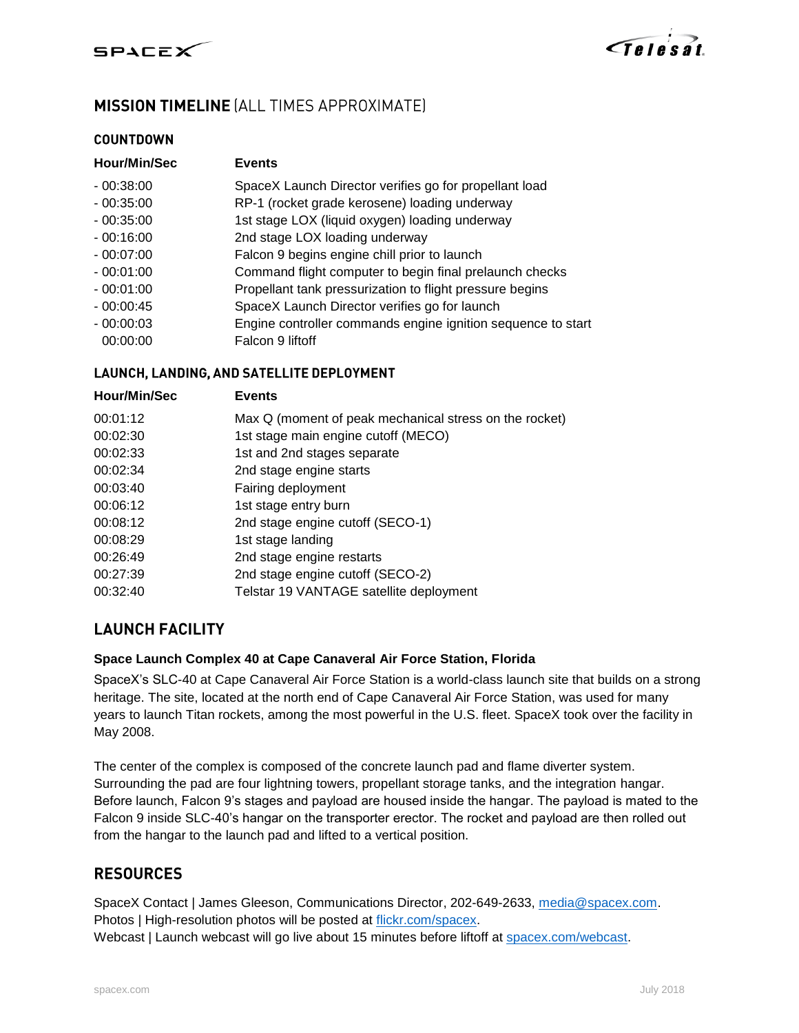## MISSION TIMELINE (ALL TIMES APPROXIMATE)

### COUNTDOWN

| Hour/Min/Sec | Events |
|---|---|
| - 00:38:00 | SpaceX Launch Director verifies go for propellant load |
| - 00:35:00 | RP-1 (rocket grade kerosene) loading underway |
| - 00:35:00 | 1st stage LOX (liquid oxygen) loading underway |
| - 00:16:00 | 2nd stage LOX loading underway |
| - 00:07:00 | Falcon 9 begins engine chill prior to launch |
| - 00:01:00 | Command flight computer to begin final prelaunch checks |
| - 00:01:00 | Propellant tank pressurization to flight pressure begins |
| - 00:00:45 | SpaceX Launch Director verifies go for launch |
| - 00:00:03 | Engine controller commands engine ignition sequence to start |
| 00:00:00 | Falcon 9 liftoff |

### LAUNCH, LANDING, AND SATELLITE DEPLOYMENT

| Hour/Min/Sec | Events |
|---|---|
| 00:01:12 | Max Q (moment of peak mechanical stress on the rocket) |
| 00:02:30 | 1st stage main engine cutoff (MECO) |
| 00:02:33 | 1st and 2nd stages separate |
| 00:02:34 | 2nd stage engine starts |
| 00:03:40 | Fairing deployment |
| 00:06:12 | 1st stage entry burn |
| 00:08:12 | 2nd stage engine cutoff (SECO-1) |
| 00:08:29 | 1st stage landing |
| 00:26:49 | 2nd stage engine restarts |
| 00:27:39 | 2nd stage engine cutoff (SECO-2) |
| 00:32:40 | Telstar 19 VANTAGE satellite deployment |

## LAUNCH FACILITY

**Space Launch Complex 40 at Cape Canaveral Air Force Station, Florida**

SpaceX's SLC-40 at Cape Canaveral Air Force Station is a world-class launch site that builds on a strong heritage. The site, located at the north end of Cape Canaveral Air Force Station, was used for many years to launch Titan rockets, among the most powerful in the U.S. fleet. SpaceX took over the facility in May 2008.

The center of the complex is composed of the concrete launch pad and flame diverter system. Surrounding the pad are four lightning towers, propellant storage tanks, and the integration hangar. Before launch, Falcon 9's stages and payload are housed inside the hangar. The payload is mated to the Falcon 9 inside SLC-40's hangar on the transporter erector. The rocket and payload are then rolled out from the hangar to the launch pad and lifted to a vertical position.

## RESOURCES

SpaceX Contact | James Gleeson, Communications Director, 202-649-2633, media@spacex.com.
Photos | High-resolution photos will be posted at flickr.com/spacex.
Webcast | Launch webcast will go live about 15 minutes before liftoff at spacex.com/webcast.